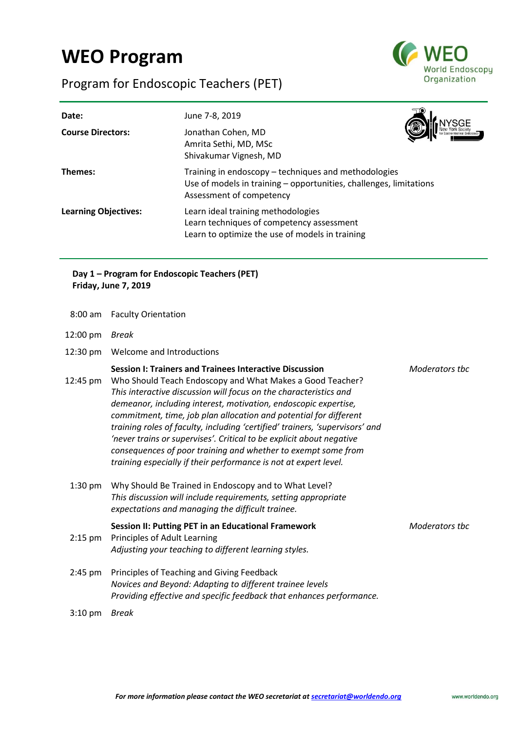# WEO Program

## Program for Endoscopic Teachers (PET)

| | |
|---|---|
| **Date:** | June 7-8, 2019 |
| **Course Directors:** | Jonathan Cohen, MD<br>Amrita Sethi, MD, MSc<br>Shivakumar Vignesh, MD |
| **Themes:** | Training in endoscopy – techniques and methodologies<br>Use of models in training – opportunities, challenges, limitations<br>Assessment of competency |
| **Learning Objectives:** | Learn ideal training methodologies<br>Learn techniques of competency assessment<br>Learn to optimize the use of models in training |

### Day 1 – Program for Endoscopic Teachers (PET)
### Friday, June 7, 2019

8:00 am Faculty Orientation

12:00 pm *Break*

12:30 pm Welcome and Introductions

**Session I: Trainers and Trainees Interactive Discussion** — *Moderators tbc*

12:45 pm Who Should Teach Endoscopy and What Makes a Good Teacher?
*This interactive discussion will focus on the characteristics and demeanor, including interest, motivation, endoscopic expertise, commitment, time, job plan allocation and potential for different training roles of faculty, including 'certified' trainers, 'supervisors' and 'never trains or supervises'. Critical to be explicit about negative consequences of poor training and whether to exempt some from training especially if their performance is not at expert level.*

1:30 pm Why Should Be Trained in Endoscopy and to What Level?
*This discussion will include requirements, setting appropriate expectations and managing the difficult trainee.*

**Session II: Putting PET in an Educational Framework** — *Moderators tbc*

2:15 pm Principles of Adult Learning
*Adjusting your teaching to different learning styles.*

2:45 pm Principles of Teaching and Giving Feedback
*Novices and Beyond: Adapting to different trainee levels*
*Providing effective and specific feedback that enhances performance.*

3:10 pm *Break*

***For more information please contact the WEO secretariat at secretariat@worldendo.org***

www.worldendo.org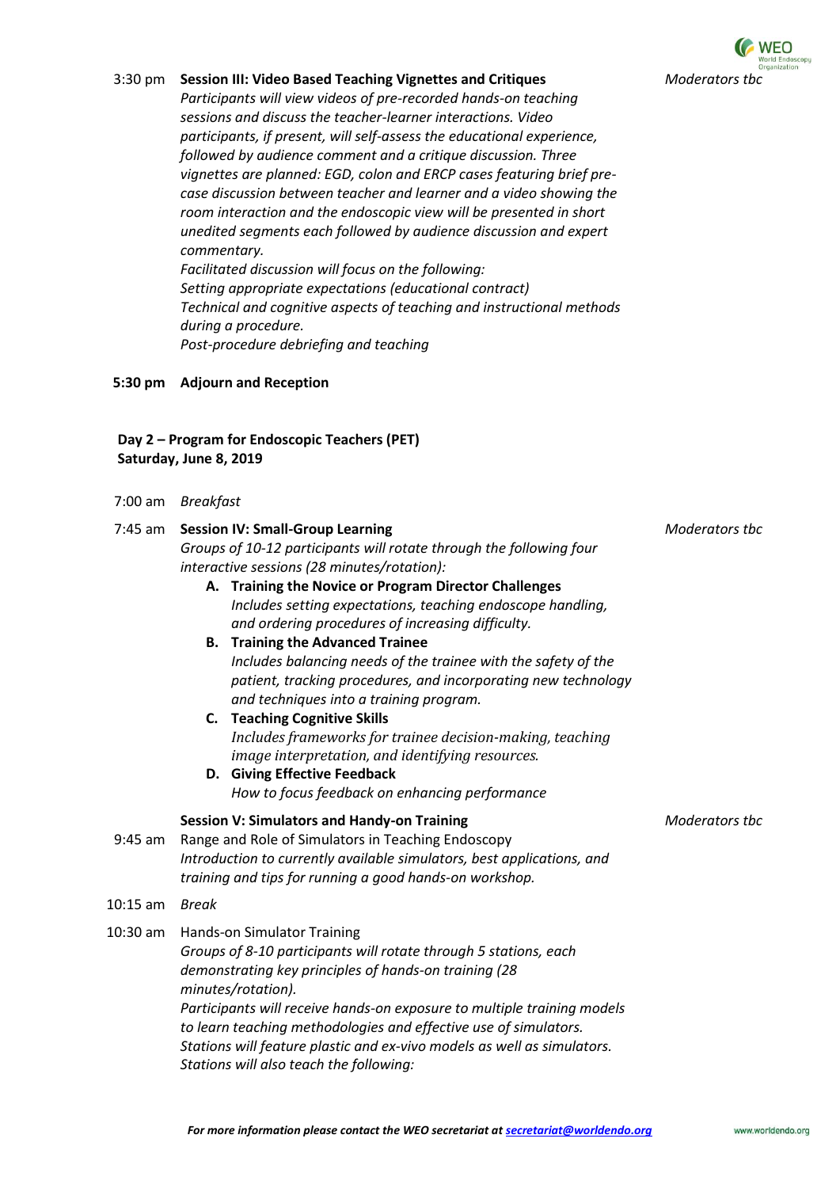**3:30 pm** **Session III: Video Based Teaching Vignettes and Critiques** *Moderators tbc*

*Participants will view videos of pre-recorded hands-on teaching sessions and discuss the teacher-learner interactions. Video participants, if present, will self-assess the educational experience, followed by audience comment and a critique discussion. Three vignettes are planned: EGD, colon and ERCP cases featuring brief pre-case discussion between teacher and learner and a video showing the room interaction and the endoscopic view will be presented in short unedited segments each followed by audience discussion and expert commentary.*

*Facilitated discussion will focus on the following:*

*Setting appropriate expectations (educational contract)*

*Technical and cognitive aspects of teaching and instructional methods during a procedure.*

*Post-procedure debriefing and teaching*

**5:30 pm** **Adjourn and Reception**

## Day 2 – Program for Endoscopic Teachers (PET)
## Saturday, June 8, 2019

7:00 am *Breakfast*

7:45 am **Session IV: Small-Group Learning** *Moderators tbc*

*Groups of 10-12 participants will rotate through the following four interactive sessions (28 minutes/rotation):*

A. **Training the Novice or Program Director Challenges**
   *Includes setting expectations, teaching endoscope handling, and ordering procedures of increasing difficulty.*
B. **Training the Advanced Trainee**
   *Includes balancing needs of the trainee with the safety of the patient, tracking procedures, and incorporating new technology and techniques into a training program.*
C. **Teaching Cognitive Skills**
   *Includes frameworks for trainee decision-making, teaching image interpretation, and identifying resources.*
D. **Giving Effective Feedback**
   *How to focus feedback on enhancing performance*

**Session V: Simulators and Handy-on Training** *Moderators tbc*

9:45 am Range and Role of Simulators in Teaching Endoscopy

*Introduction to currently available simulators, best applications, and training and tips for running a good hands-on workshop.*

10:15 am *Break*

10:30 am Hands-on Simulator Training

*Groups of 8-10 participants will rotate through 5 stations, each demonstrating key principles of hands-on training (28 minutes/rotation).*

*Participants will receive hands-on exposure to multiple training models to learn teaching methodologies and effective use of simulators. Stations will feature plastic and ex-vivo models as well as simulators. Stations will also teach the following:*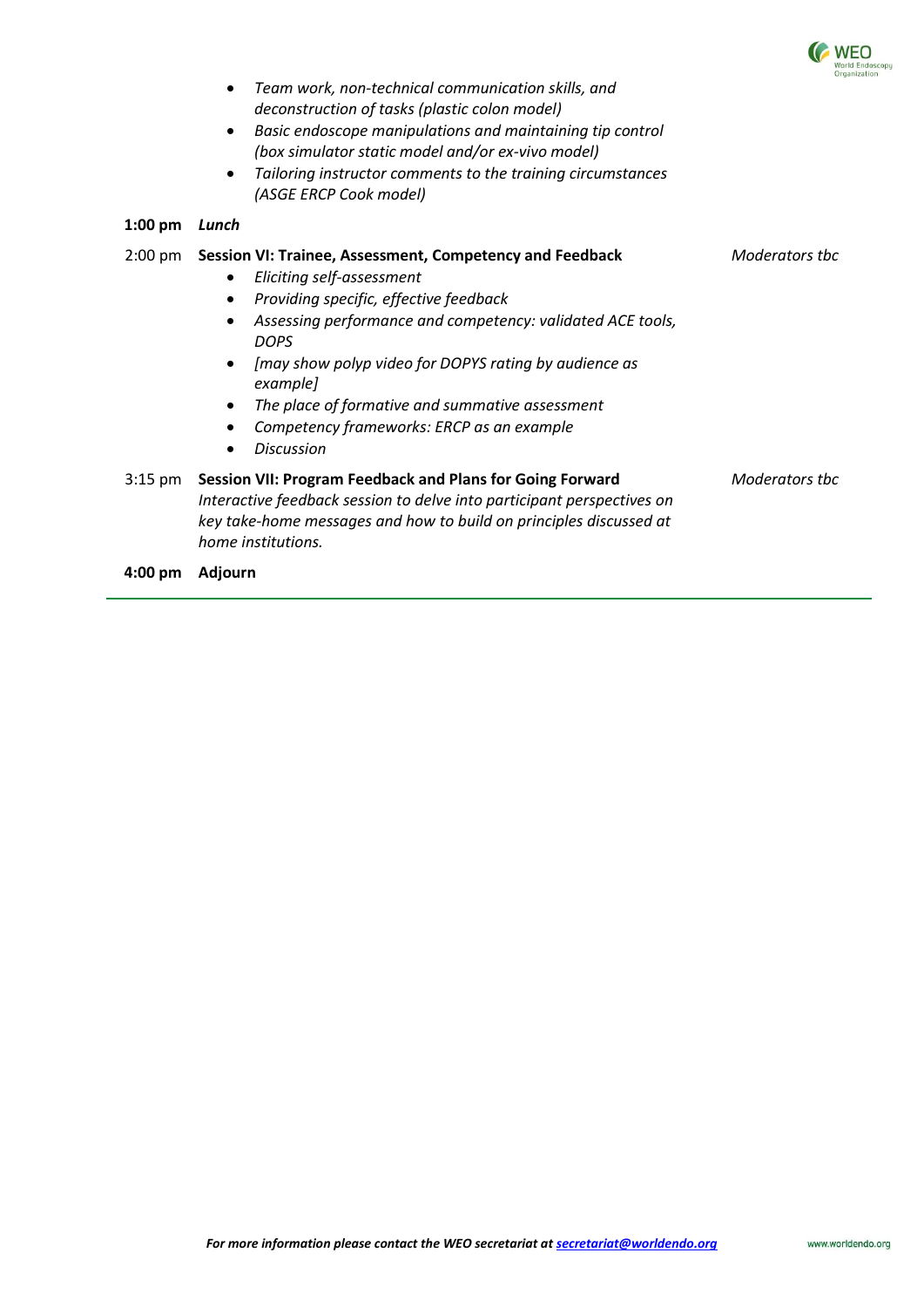- *Team work, non-technical communication skills, and deconstruction of tasks (plastic colon model)*
- *Basic endoscope manipulations and maintaining tip control (box simulator static model and/or ex-vivo model)*
- *Tailoring instructor comments to the training circumstances (ASGE ERCP Cook model)*

**1:00 pm** ***Lunch***

2:00 pm **Session VI: Trainee, Assessment, Competency and Feedback** *Moderators tbc*

- *Eliciting self-assessment*
- *Providing specific, effective feedback*
- *Assessing performance and competency: validated ACE tools, DOPS*
- *[may show polyp video for DOPYS rating by audience as example]*
- *The place of formative and summative assessment*
- *Competency frameworks: ERCP as an example*
- *Discussion*

3:15 pm **Session VII: Program Feedback and Plans for Going Forward** *Moderators tbc*

*Interactive feedback session to delve into participant perspectives on key take-home messages and how to build on principles discussed at home institutions.*

**4:00 pm** **Adjourn**

***For more information please contact the WEO secretariat at secretariat@worldendo.org***